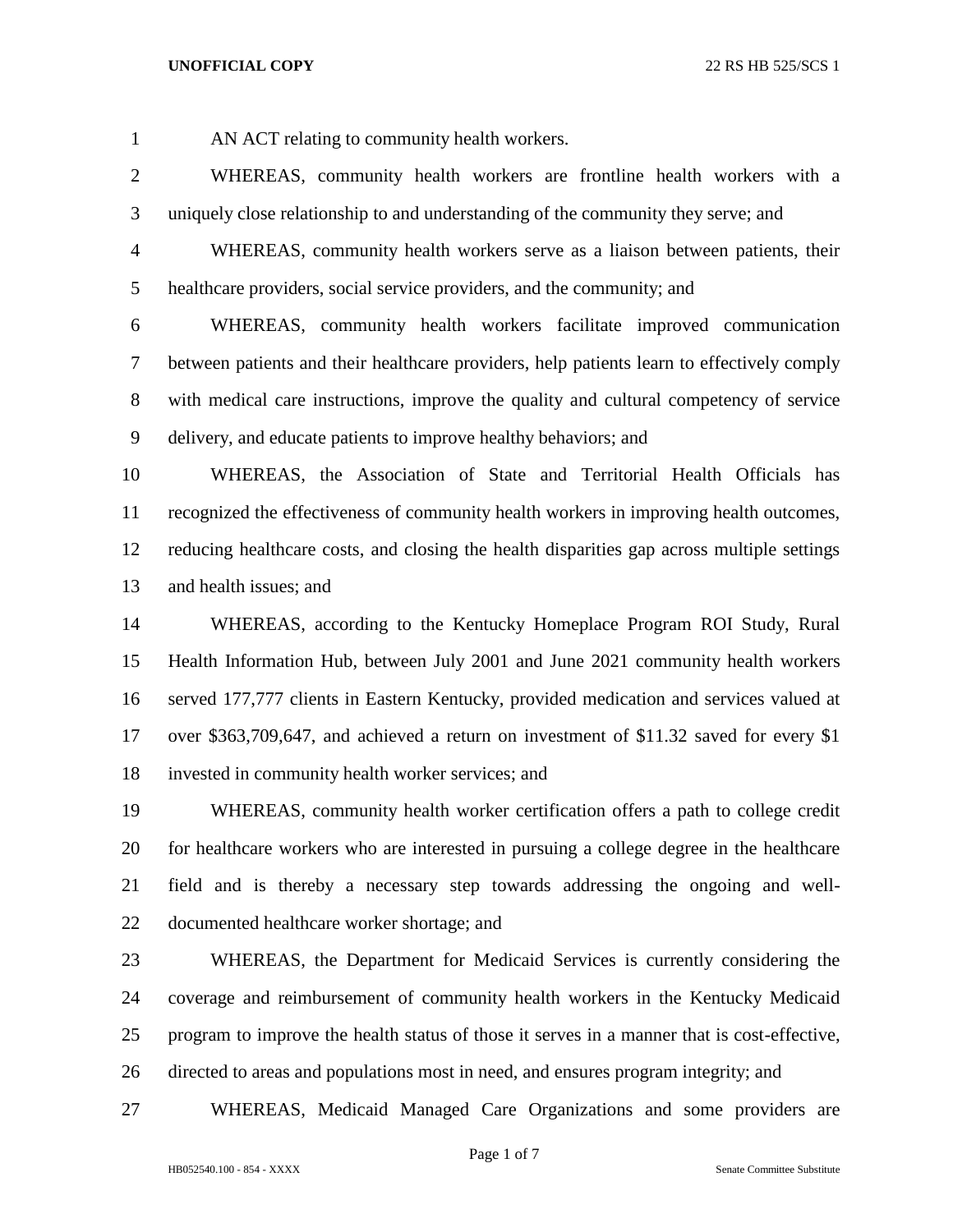AN ACT relating to community health workers.

WHEREAS, community health workers are frontline health workers with a uniquely close relationship to and understanding of the community they serve; and

WHEREAS, community health workers serve as a liaison between patients, their healthcare providers, social service providers, and the community; and

WHEREAS, community health workers facilitate improved communication between patients and their healthcare providers, help patients learn to effectively comply with medical care instructions, improve the quality and cultural competency of service delivery, and educate patients to improve healthy behaviors; and

WHEREAS, the Association of State and Territorial Health Officials has recognized the effectiveness of community health workers in improving health outcomes, reducing healthcare costs, and closing the health disparities gap across multiple settings and health issues; and

WHEREAS, according to the Kentucky Homeplace Program ROI Study, Rural Health Information Hub, between July 2001 and June 2021 community health workers served 177,777 clients in Eastern Kentucky, provided medication and services valued at over $363,709,647, and achieved a return on investment of $11.32 saved for every $1 invested in community health worker services; and

WHEREAS, community health worker certification offers a path to college credit for healthcare workers who are interested in pursuing a college degree in the healthcare field and is thereby a necessary step towards addressing the ongoing and well-documented healthcare worker shortage; and

WHEREAS, the Department for Medicaid Services is currently considering the coverage and reimbursement of community health workers in the Kentucky Medicaid program to improve the health status of those it serves in a manner that is cost-effective, directed to areas and populations most in need, and ensures program integrity; and

WHEREAS, Medicaid Managed Care Organizations and some providers are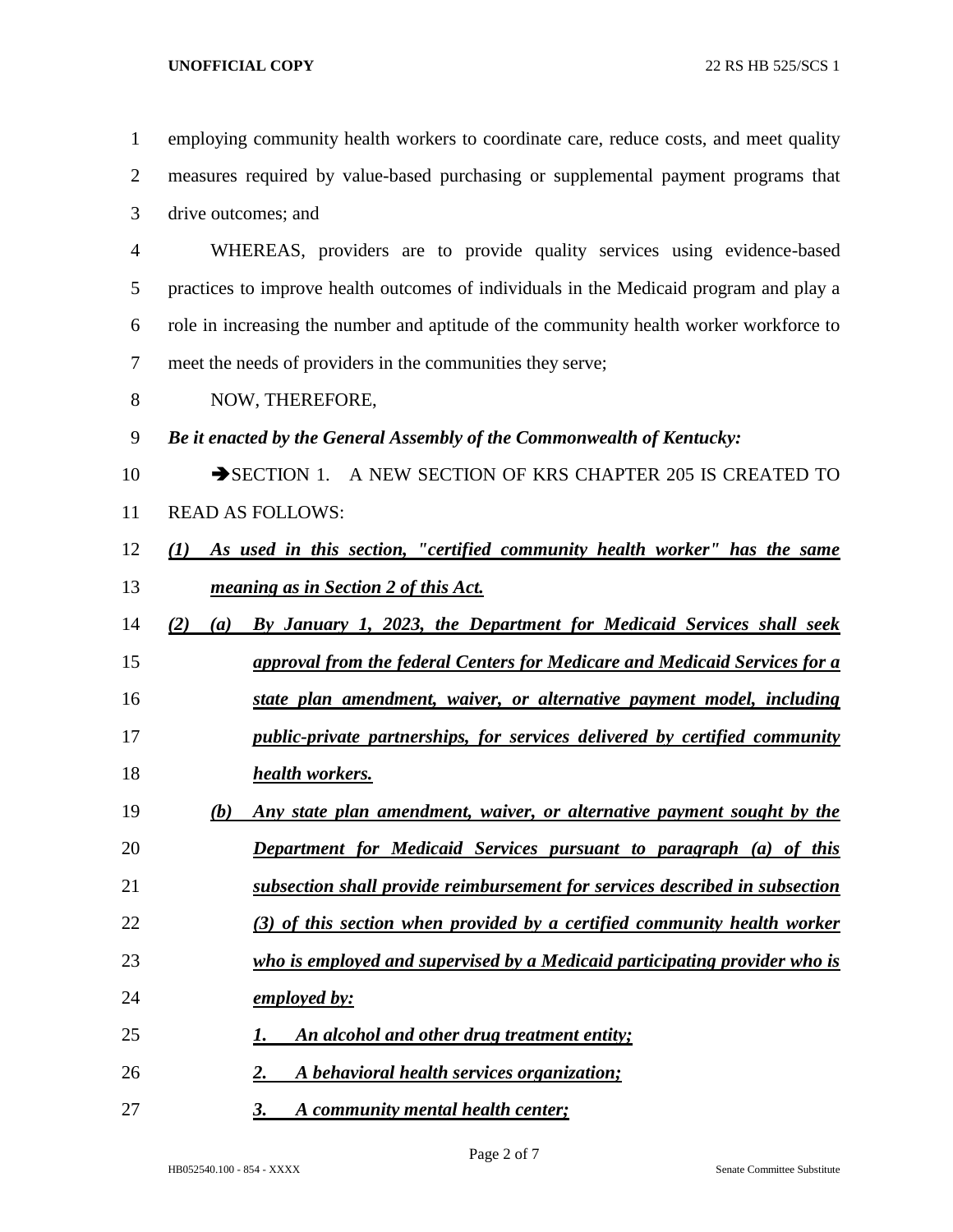employing community health workers to coordinate care, reduce costs, and meet quality measures required by value-based purchasing or supplemental payment programs that drive outcomes; and

WHEREAS, providers are to provide quality services using evidence-based practices to improve health outcomes of individuals in the Medicaid program and play a role in increasing the number and aptitude of the community health worker workforce to meet the needs of providers in the communities they serve;

NOW, THEREFORE,

***Be it enacted by the General Assembly of the Commonwealth of Kentucky:***

➔SECTION 1. A NEW SECTION OF KRS CHAPTER 205 IS CREATED TO READ AS FOLLOWS:

***(1) As used in this section, "certified community health worker" has the same meaning as in Section 2 of this Act.***

***(2) (a) By January 1, 2023, the Department for Medicaid Services shall seek approval from the federal Centers for Medicare and Medicaid Services for a state plan amendment, waiver, or alternative payment model, including public-private partnerships, for services delivered by certified community health workers.***

***(b) Any state plan amendment, waiver, or alternative payment sought by the Department for Medicaid Services pursuant to paragraph (a) of this subsection shall provide reimbursement for services described in subsection (3) of this section when provided by a certified community health worker who is employed and supervised by a Medicaid participating provider who is employed by:***

***1. An alcohol and other drug treatment entity;***

***2. A behavioral health services organization;***

***3. A community mental health center;***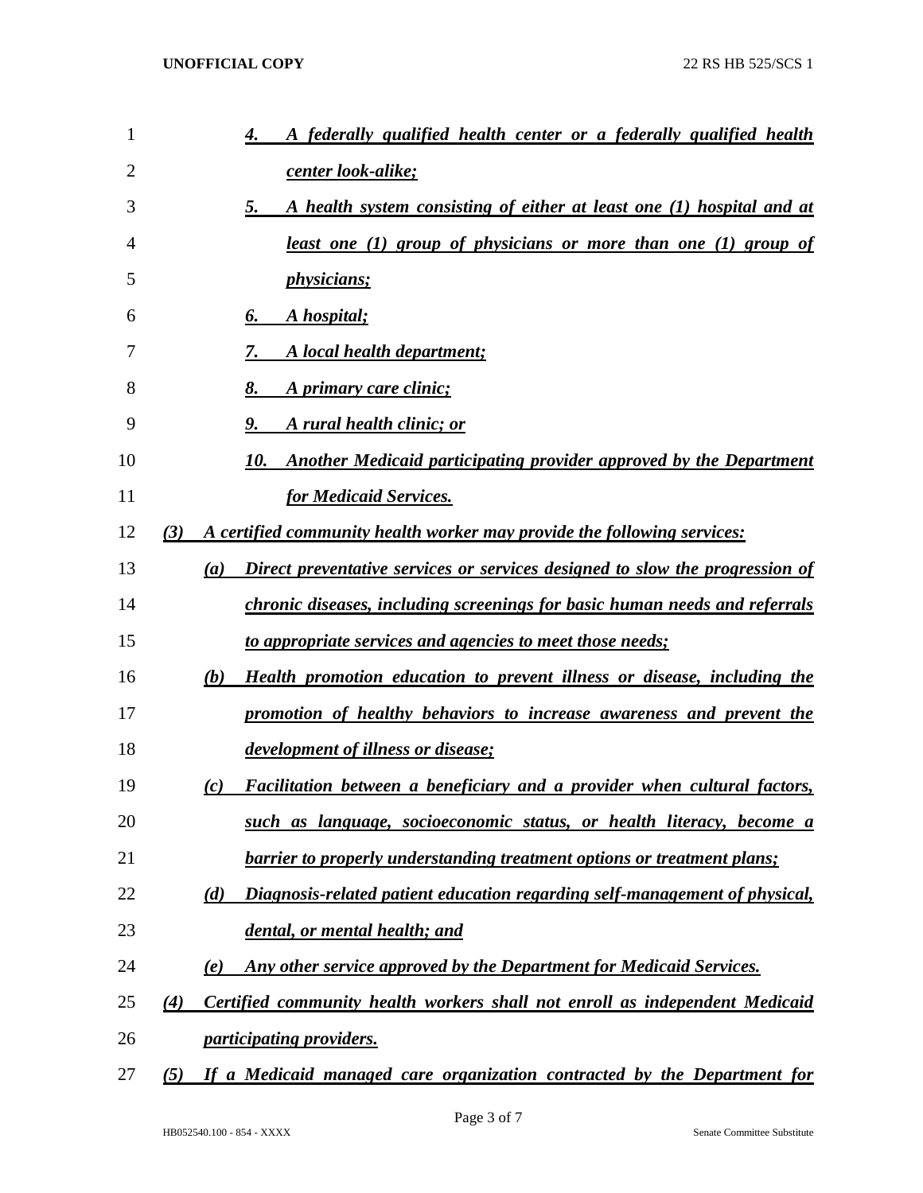*4. A federally qualified health center or a federally qualified health center look-alike;*

*5. A health system consisting of either at least one (1) hospital and at least one (1) group of physicians or more than one (1) group of physicians;*

*6. A hospital;*

*7. A local health department;*

*8. A primary care clinic;*

*9. A rural health clinic; or*

*10. Another Medicaid participating provider approved by the Department for Medicaid Services.*

*(3) A certified community health worker may provide the following services:*

*(a) Direct preventative services or services designed to slow the progression of chronic diseases, including screenings for basic human needs and referrals to appropriate services and agencies to meet those needs;*

*(b) Health promotion education to prevent illness or disease, including the promotion of healthy behaviors to increase awareness and prevent the development of illness or disease;*

*(c) Facilitation between a beneficiary and a provider when cultural factors, such as language, socioeconomic status, or health literacy, become a barrier to properly understanding treatment options or treatment plans;*

*(d) Diagnosis-related patient education regarding self-management of physical, dental, or mental health; and*

*(e) Any other service approved by the Department for Medicaid Services.*

*(4) Certified community health workers shall not enroll as independent Medicaid participating providers.*

*(5) If a Medicaid managed care organization contracted by the Department for*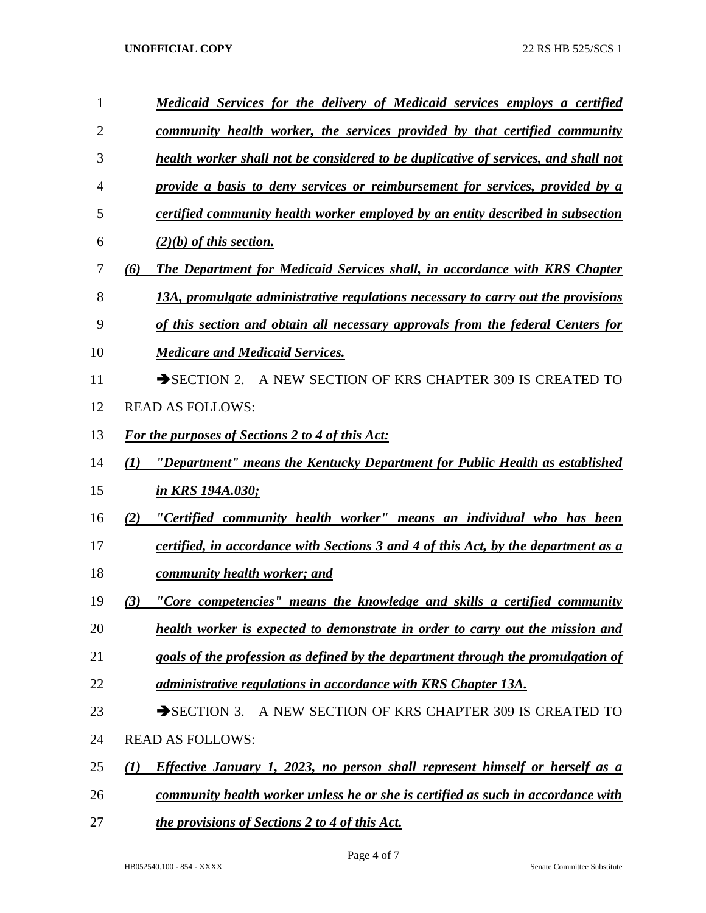*Medicaid Services for the delivery of Medicaid services employs a certified community health worker, the services provided by that certified community health worker shall not be considered to be duplicative of services, and shall not provide a basis to deny services or reimbursement for services, provided by a certified community health worker employed by an entity described in subsection (2)(b) of this section.*

*(6) The Department for Medicaid Services shall, in accordance with KRS Chapter 13A, promulgate administrative regulations necessary to carry out the provisions of this section and obtain all necessary approvals from the federal Centers for Medicare and Medicaid Services.*

➔SECTION 2. A NEW SECTION OF KRS CHAPTER 309 IS CREATED TO READ AS FOLLOWS:

*For the purposes of Sections 2 to 4 of this Act:*

*(1) "Department" means the Kentucky Department for Public Health as established in KRS 194A.030;*

*(2) "Certified community health worker" means an individual who has been certified, in accordance with Sections 3 and 4 of this Act, by the department as a community health worker; and*

*(3) "Core competencies" means the knowledge and skills a certified community health worker is expected to demonstrate in order to carry out the mission and goals of the profession as defined by the department through the promulgation of administrative regulations in accordance with KRS Chapter 13A.*

➔SECTION 3. A NEW SECTION OF KRS CHAPTER 309 IS CREATED TO READ AS FOLLOWS:

*(1) Effective January 1, 2023, no person shall represent himself or herself as a community health worker unless he or she is certified as such in accordance with the provisions of Sections 2 to 4 of this Act.*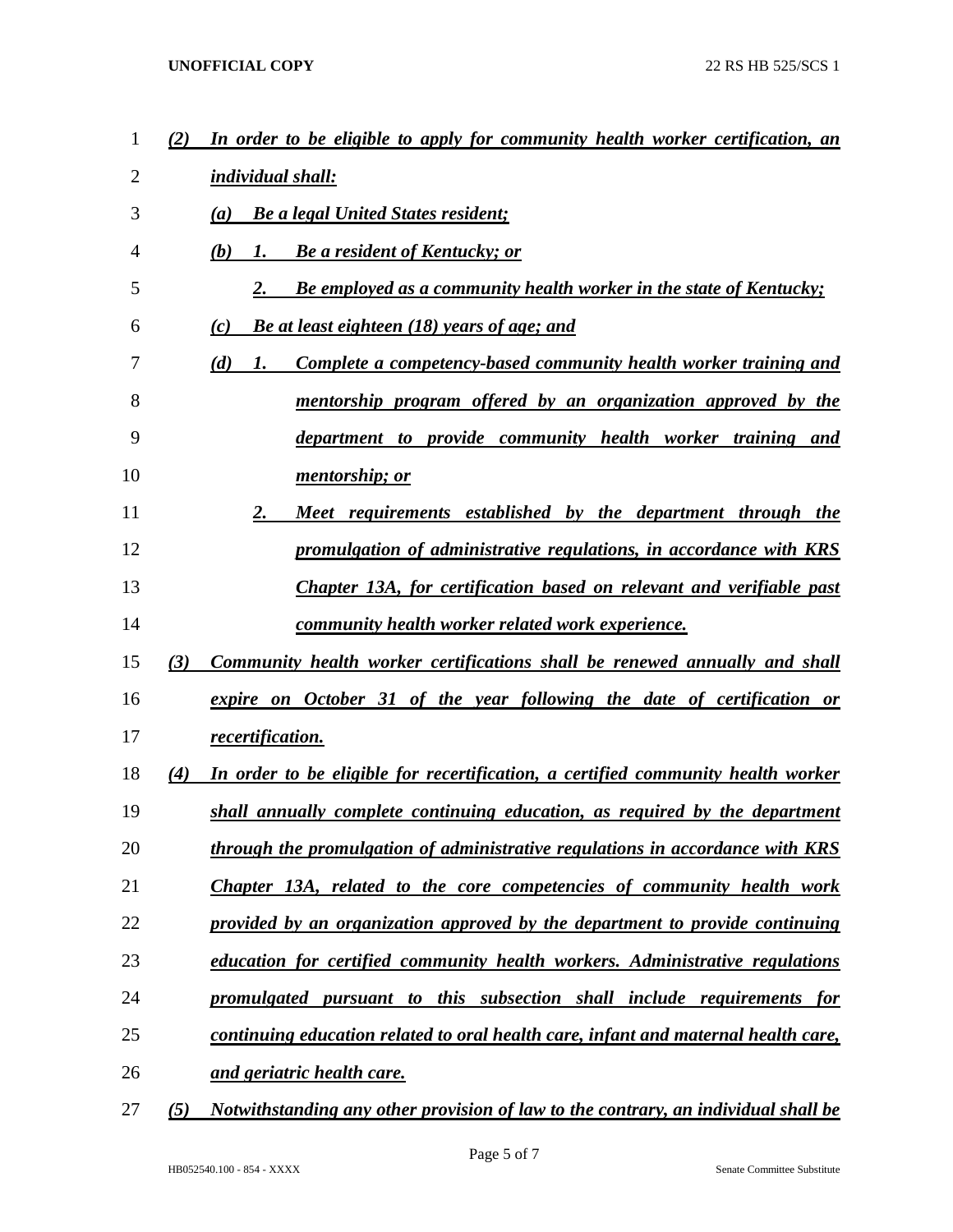*(2) In order to be eligible to apply for community health worker certification, an individual shall:*

*(a) Be a legal United States resident;*

*(b) 1. Be a resident of Kentucky; or*

*2. Be employed as a community health worker in the state of Kentucky;*

*(c) Be at least eighteen (18) years of age; and*

*(d) 1. Complete a competency-based community health worker training and mentorship program offered by an organization approved by the department to provide community health worker training and mentorship; or*

*2. Meet requirements established by the department through the promulgation of administrative regulations, in accordance with KRS Chapter 13A, for certification based on relevant and verifiable past community health worker related work experience.*

*(3) Community health worker certifications shall be renewed annually and shall expire on October 31 of the year following the date of certification or recertification.*

*(4) In order to be eligible for recertification, a certified community health worker shall annually complete continuing education, as required by the department through the promulgation of administrative regulations in accordance with KRS Chapter 13A, related to the core competencies of community health work provided by an organization approved by the department to provide continuing education for certified community health workers. Administrative regulations promulgated pursuant to this subsection shall include requirements for continuing education related to oral health care, infant and maternal health care, and geriatric health care.*

*(5) Notwithstanding any other provision of law to the contrary, an individual shall be*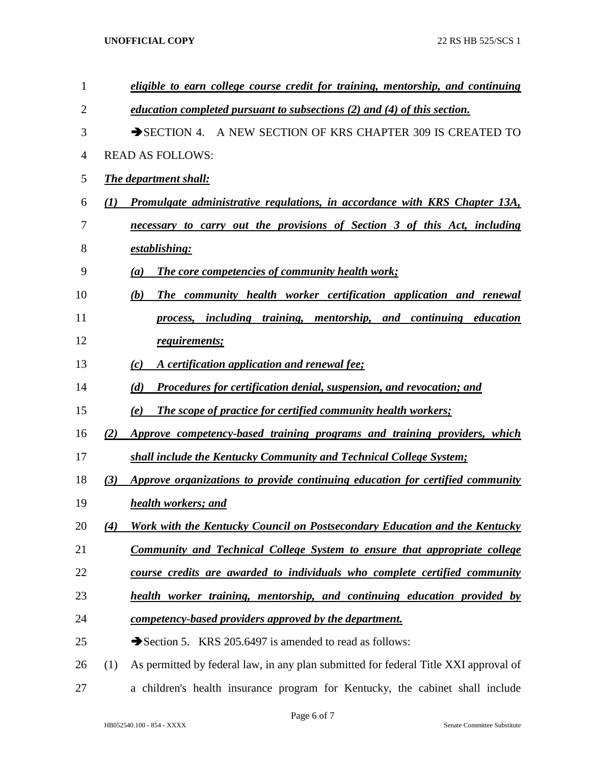***eligible to earn college course credit for training, mentorship, and continuing education completed pursuant to subsections (2) and (4) of this section.***

➔SECTION 4. A NEW SECTION OF KRS CHAPTER 309 IS CREATED TO READ AS FOLLOWS:

***The department shall:***

***(1) Promulgate administrative regulations, in accordance with KRS Chapter 13A, necessary to carry out the provisions of Section 3 of this Act, including establishing:***

***(a) The core competencies of community health work;***

***(b) The community health worker certification application and renewal process, including training, mentorship, and continuing education requirements;***

***(c) A certification application and renewal fee;***

***(d) Procedures for certification denial, suspension, and revocation; and***

***(e) The scope of practice for certified community health workers;***

***(2) Approve competency-based training programs and training providers, which shall include the Kentucky Community and Technical College System;***

***(3) Approve organizations to provide continuing education for certified community health workers; and***

***(4) Work with the Kentucky Council on Postsecondary Education and the Kentucky Community and Technical College System to ensure that appropriate college course credits are awarded to individuals who complete certified community health worker training, mentorship, and continuing education provided by competency-based providers approved by the department.***

➔Section 5. KRS 205.6497 is amended to read as follows:

(1) As permitted by federal law, in any plan submitted for federal Title XXI approval of a children's health insurance program for Kentucky, the cabinet shall include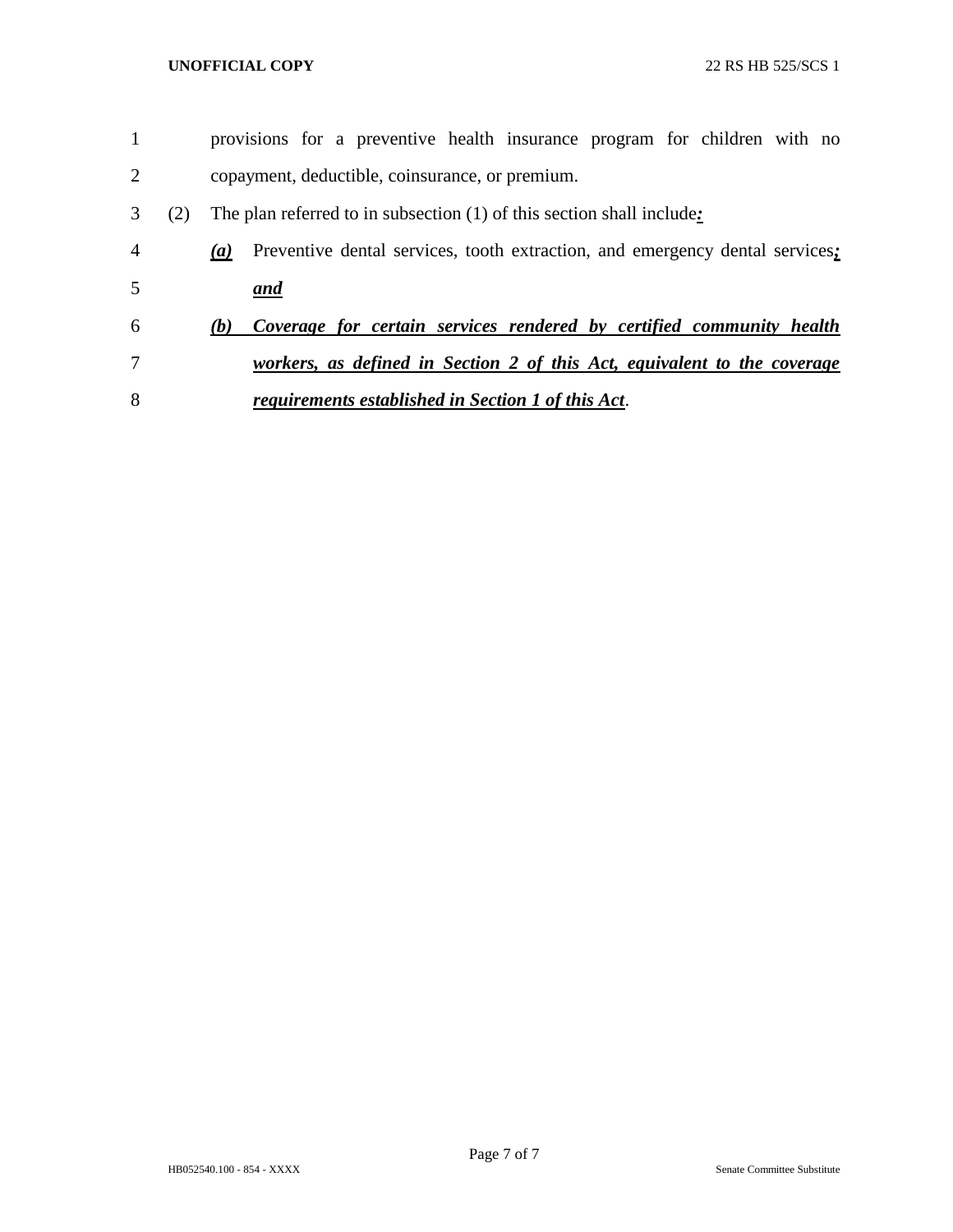1 provisions for a preventive health insurance program for children with no
2 copayment, deductible, coinsurance, or premium.

3 (2) The plan referred to in subsection (1) of this section shall include***:***

4 ***(a)*** Preventive dental services, tooth extraction, and emergency dental services***;***
5 ***and***

6 ***(b) Coverage for certain services rendered by certified community health***
7 ***workers, as defined in Section 2 of this Act, equivalent to the coverage***
8 ***requirements established in Section 1 of this Act***.